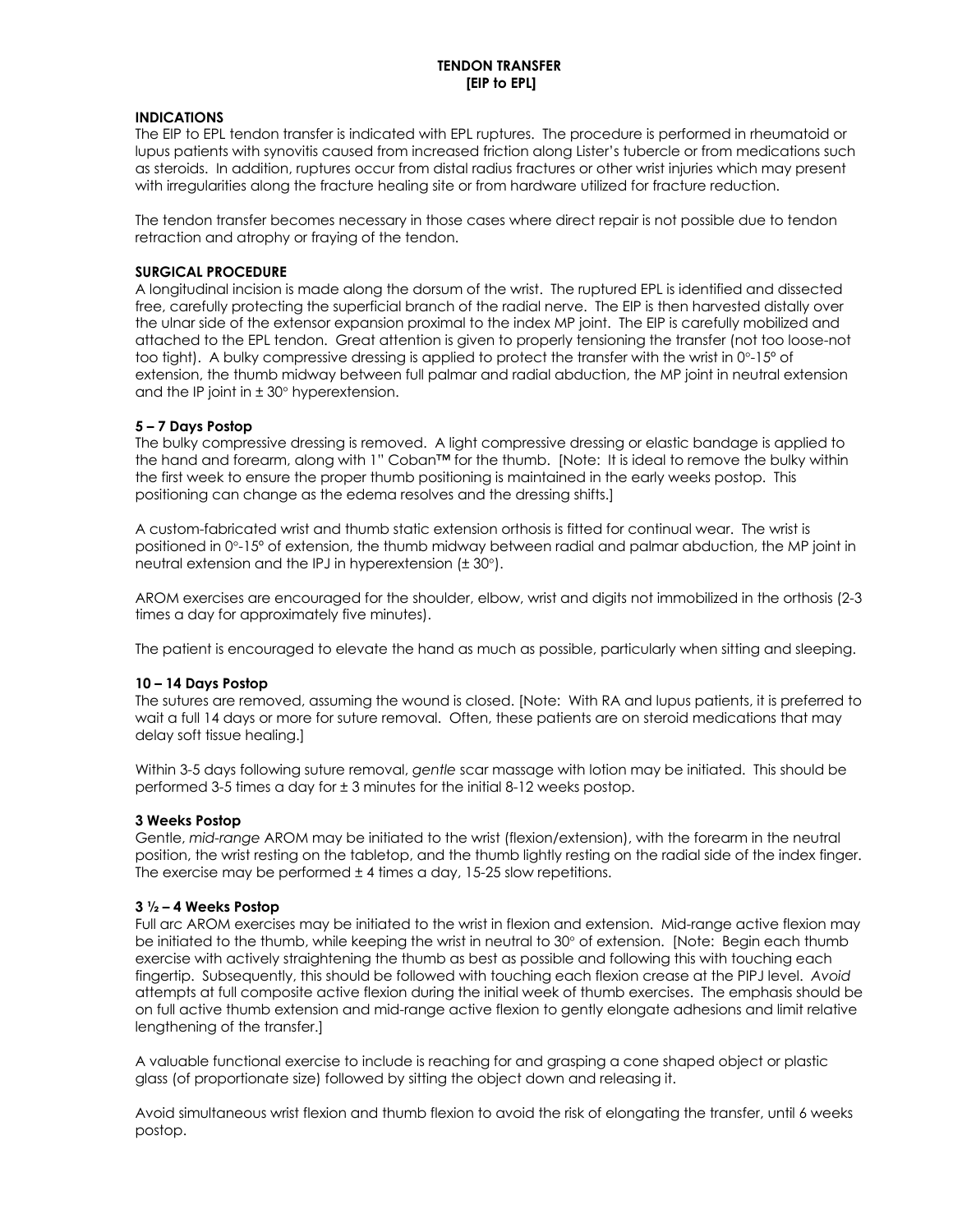# TENDON TRANSFER
# [EIP to EPL]

## INDICATIONS

The EIP to EPL tendon transfer is indicated with EPL ruptures. The procedure is performed in rheumatoid or lupus patients with synovitis caused from increased friction along Lister's tubercle or from medications such as steroids. In addition, ruptures occur from distal radius fractures or other wrist injuries which may present with irregularities along the fracture healing site or from hardware utilized for fracture reduction.

The tendon transfer becomes necessary in those cases where direct repair is not possible due to tendon retraction and atrophy or fraying of the tendon.

## SURGICAL PROCEDURE

A longitudinal incision is made along the dorsum of the wrist. The ruptured EPL is identified and dissected free, carefully protecting the superficial branch of the radial nerve. The EIP is then harvested distally over the ulnar side of the extensor expansion proximal to the index MP joint. The EIP is carefully mobilized and attached to the EPL tendon. Great attention is given to properly tensioning the transfer (not too loose-not too tight). A bulky compressive dressing is applied to protect the transfer with the wrist in 0°-15° of extension, the thumb midway between full palmar and radial abduction, the MP joint in neutral extension and the IP joint in ± 30° hyperextension.

## 5 – 7 Days Postop

The bulky compressive dressing is removed. A light compressive dressing or elastic bandage is applied to the hand and forearm, along with 1" Coban™ for the thumb. [Note: It is ideal to remove the bulky within the first week to ensure the proper thumb positioning is maintained in the early weeks postop. This positioning can change as the edema resolves and the dressing shifts.]

A custom-fabricated wrist and thumb static extension orthosis is fitted for continual wear. The wrist is positioned in 0°-15° of extension, the thumb midway between radial and palmar abduction, the MP joint in neutral extension and the IPJ in hyperextension (± 30°).

AROM exercises are encouraged for the shoulder, elbow, wrist and digits not immobilized in the orthosis (2-3 times a day for approximately five minutes).

The patient is encouraged to elevate the hand as much as possible, particularly when sitting and sleeping.

## 10 – 14 Days Postop

The sutures are removed, assuming the wound is closed. [Note: With RA and lupus patients, it is preferred to wait a full 14 days or more for suture removal. Often, these patients are on steroid medications that may delay soft tissue healing.]

Within 3-5 days following suture removal, *gentle* scar massage with lotion may be initiated. This should be performed 3-5 times a day for ± 3 minutes for the initial 8-12 weeks postop.

## 3 Weeks Postop

Gentle, *mid-range* AROM may be initiated to the wrist (flexion/extension), with the forearm in the neutral position, the wrist resting on the tabletop, and the thumb lightly resting on the radial side of the index finger. The exercise may be performed ± 4 times a day, 15-25 slow repetitions.

## 3 ½ – 4 Weeks Postop

Full arc AROM exercises may be initiated to the wrist in flexion and extension. Mid-range active flexion may be initiated to the thumb, while keeping the wrist in neutral to 30° of extension. [Note: Begin each thumb exercise with actively straightening the thumb as best as possible and following this with touching each fingertip. Subsequently, this should be followed with touching each flexion crease at the PIPJ level. *Avoid* attempts at full composite active flexion during the initial week of thumb exercises. The emphasis should be on full active thumb extension and mid-range active flexion to gently elongate adhesions and limit relative lengthening of the transfer.]

A valuable functional exercise to include is reaching for and grasping a cone shaped object or plastic glass (of proportionate size) followed by sitting the object down and releasing it.

Avoid simultaneous wrist flexion and thumb flexion to avoid the risk of elongating the transfer, until 6 weeks postop.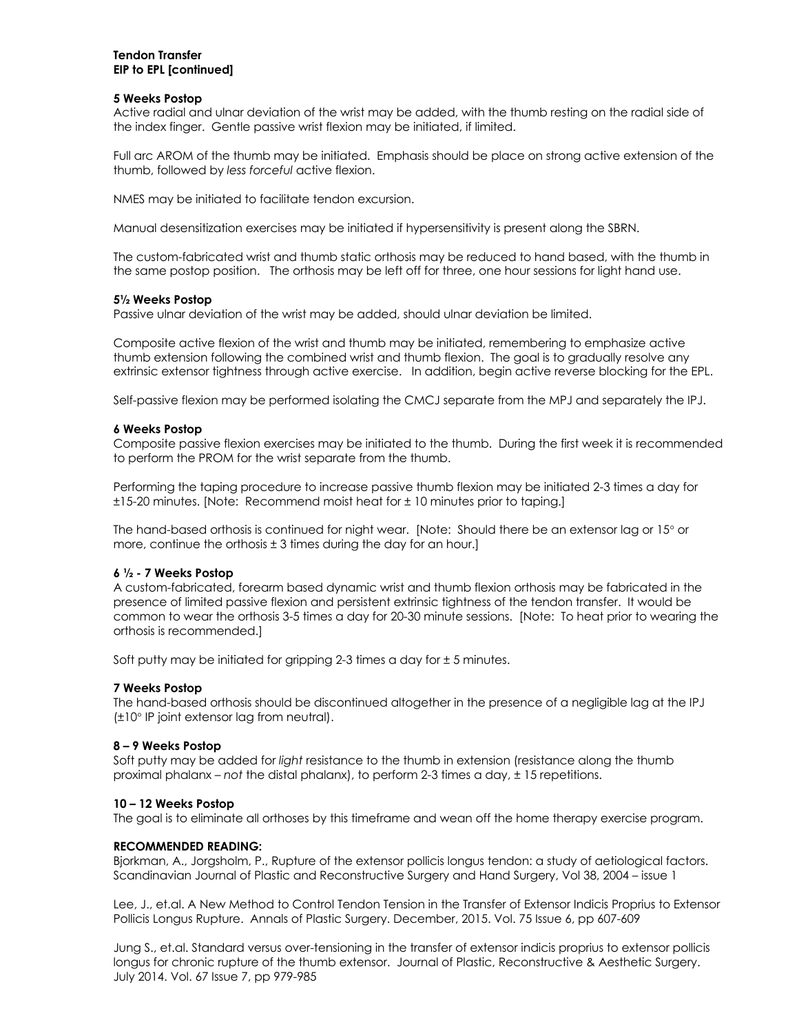**Tendon Transfer**
**EIP to EPL [continued]**

**5 Weeks Postop**
Active radial and ulnar deviation of the wrist may be added, with the thumb resting on the radial side of the index finger. Gentle passive wrist flexion may be initiated, if limited.

Full arc AROM of the thumb may be initiated. Emphasis should be place on strong active extension of the thumb, followed by *less forceful* active flexion.

NMES may be initiated to facilitate tendon excursion.

Manual desensitization exercises may be initiated if hypersensitivity is present along the SBRN.

The custom-fabricated wrist and thumb static orthosis may be reduced to hand based, with the thumb in the same postop position. The orthosis may be left off for three, one hour sessions for light hand use.

**5½ Weeks Postop**
Passive ulnar deviation of the wrist may be added, should ulnar deviation be limited.

Composite active flexion of the wrist and thumb may be initiated, remembering to emphasize active thumb extension following the combined wrist and thumb flexion. The goal is to gradually resolve any extrinsic extensor tightness through active exercise. In addition, begin active reverse blocking for the EPL.

Self-passive flexion may be performed isolating the CMCJ separate from the MPJ and separately the IPJ.

**6 Weeks Postop**
Composite passive flexion exercises may be initiated to the thumb. During the first week it is recommended to perform the PROM for the wrist separate from the thumb.

Performing the taping procedure to increase passive thumb flexion may be initiated 2-3 times a day for ±15-20 minutes. [Note: Recommend moist heat for ± 10 minutes prior to taping.]

The hand-based orthosis is continued for night wear. [Note: Should there be an extensor lag or 15° or more, continue the orthosis ± 3 times during the day for an hour.]

**6 ½ - 7 Weeks Postop**
A custom-fabricated, forearm based dynamic wrist and thumb flexion orthosis may be fabricated in the presence of limited passive flexion and persistent extrinsic tightness of the tendon transfer. It would be common to wear the orthosis 3-5 times a day for 20-30 minute sessions. [Note: To heat prior to wearing the orthosis is recommended.]

Soft putty may be initiated for gripping 2-3 times a day for ± 5 minutes.

**7 Weeks Postop**
The hand-based orthosis should be discontinued altogether in the presence of a negligible lag at the IPJ (±10° IP joint extensor lag from neutral).

**8 – 9 Weeks Postop**
Soft putty may be added for *light* resistance to the thumb in extension (resistance along the thumb proximal phalanx – *not* the distal phalanx), to perform 2-3 times a day, ± 15 repetitions.

**10 – 12 Weeks Postop**
The goal is to eliminate all orthoses by this timeframe and wean off the home therapy exercise program.

**RECOMMENDED READING:**
Bjorkman, A., Jorgsholm, P., Rupture of the extensor pollicis longus tendon: a study of aetiological factors. Scandinavian Journal of Plastic and Reconstructive Surgery and Hand Surgery, Vol 38, 2004 – issue 1

Lee, J., et.al. A New Method to Control Tendon Tension in the Transfer of Extensor Indicis Proprius to Extensor Pollicis Longus Rupture. Annals of Plastic Surgery. December, 2015. Vol. 75 Issue 6, pp 607-609

Jung S., et.al. Standard versus over-tensioning in the transfer of extensor indicis proprius to extensor pollicis longus for chronic rupture of the thumb extensor. Journal of Plastic, Reconstructive & Aesthetic Surgery. July 2014. Vol. 67 Issue 7, pp 979-985